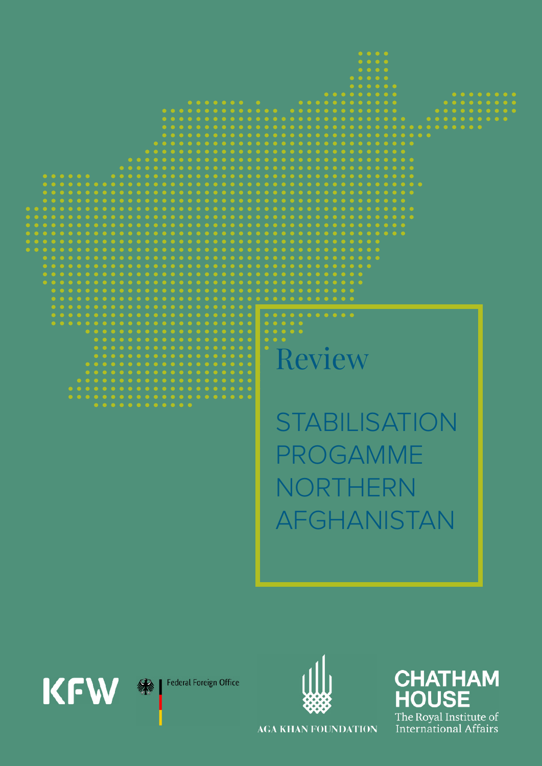Review

# STABILISATION PROGAMME NORTHERN AFGHANISTAN

KFW

Federal Foreign Office

AGA KHAN FOUNDATION

CHATHAM HOUSE

The Royal Institute of International Affairs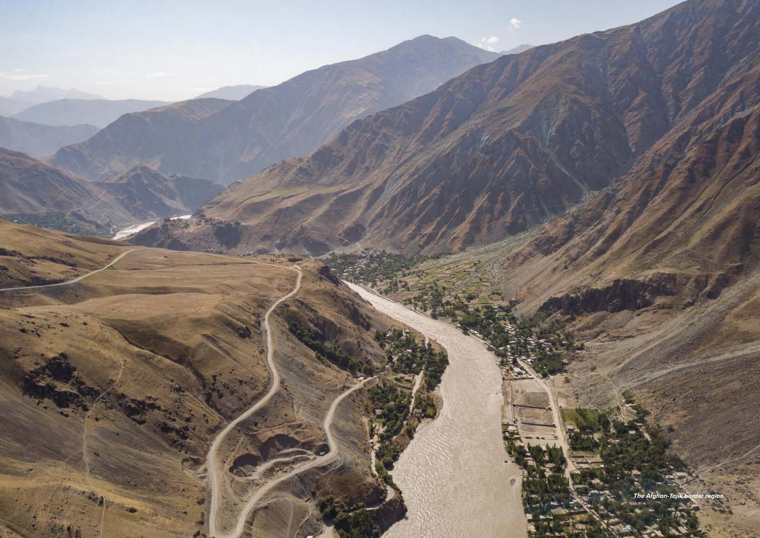*The Afghan-Tajik border region*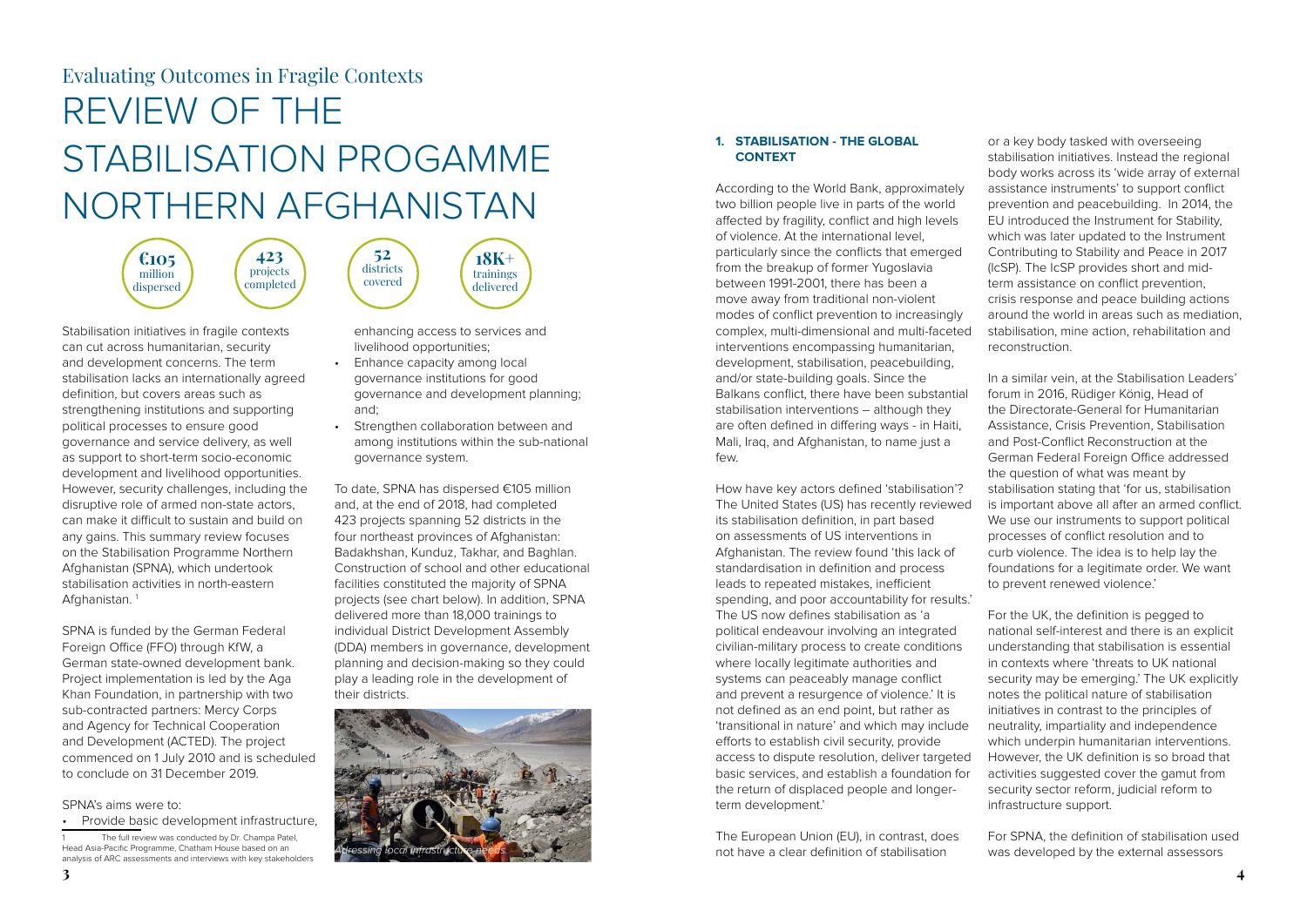Evaluating Outcomes in Fragile Contexts

# REVIEW OF THE STABILISATION PROGAMME NORTHERN AFGHANISTAN

**€105** million dispersed

**423** projects completed

**52** districts covered

**18K+** trainings delivered

Stabilisation initiatives in fragile contexts can cut across humanitarian, security and development concerns. The term stabilisation lacks an internationally agreed definition, but covers areas such as strengthening institutions and supporting political processes to ensure good governance and service delivery, as well as support to short-term socio-economic development and livelihood opportunities. However, security challenges, including the disruptive role of armed non-state actors, can make it difficult to sustain and build on any gains. This summary review focuses on the Stabilisation Programme Northern Afghanistan (SPNA), which undertook stabilisation activities in north-eastern Afghanistan. [1]

SPNA is funded by the German Federal Foreign Office (FFO) through KfW, a German state-owned development bank. Project implementation is led by the Aga Khan Foundation, in partnership with two sub-contracted partners: Mercy Corps and Agency for Technical Cooperation and Development (ACTED). The project commenced on 1 July 2010 and is scheduled to conclude on 31 December 2019.

SPNA's aims were to:

- Provide basic development infrastructure, enhancing access to services and livelihood opportunities;
- Enhance capacity among local governance institutions for good governance and development planning; and;
- Strengthen collaboration between and among institutions within the sub-national governance system.

To date, SPNA has dispersed €105 million and, at the end of 2018, had completed 423 projects spanning 52 districts in the four northeast provinces of Afghanistan: Badakhshan, Kunduz, Takhar, and Baghlan. Construction of school and other educational facilities constituted the majority of SPNA projects (see chart below). In addition, SPNA delivered more than 18,000 trainings to individual District Development Assembly (DDA) members in governance, development planning and decision-making so they could play a leading role in the development of their districts.

*Adressing local infrastructure needs.*

[1] The full review was conducted by Dr. Champa Patel, Head Asia-Pacific Programme, Chatham House based on an analysis of ARC assessments and interviews with key stakeholders

### 1. STABILISATION - THE GLOBAL CONTEXT

According to the World Bank, approximately two billion people live in parts of the world affected by fragility, conflict and high levels of violence. At the international level, particularly since the conflicts that emerged from the breakup of former Yugoslavia between 1991-2001, there has been a move away from traditional non-violent modes of conflict prevention to increasingly complex, multi-dimensional and multi-faceted interventions encompassing humanitarian, development, stabilisation, peacebuilding, and/or state-building goals. Since the Balkans conflict, there have been substantial stabilisation interventions – although they are often defined in differing ways - in Haiti, Mali, Iraq, and Afghanistan, to name just a few.

How have key actors defined 'stabilisation'? The United States (US) has recently reviewed its stabilisation definition, in part based on assessments of US interventions in Afghanistan. The review found 'this lack of standardisation in definition and process leads to repeated mistakes, inefficient spending, and poor accountability for results.' The US now defines stabilisation as 'a political endeavour involving an integrated civilian-military process to create conditions where locally legitimate authorities and systems can peaceably manage conflict and prevent a resurgence of violence.' It is not defined as an end point, but rather as 'transitional in nature' and which may include efforts to establish civil security, provide access to dispute resolution, deliver targeted basic services, and establish a foundation for the return of displaced people and longer-term development.'

The European Union (EU), in contrast, does not have a clear definition of stabilisation or a key body tasked with overseeing stabilisation initiatives. Instead the regional body works across its 'wide array of external assistance instruments' to support conflict prevention and peacebuilding. In 2014, the EU introduced the Instrument for Stability, which was later updated to the Instrument Contributing to Stability and Peace in 2017 (IcSP). The IcSP provides short and mid-term assistance on conflict prevention, crisis response and peace building actions around the world in areas such as mediation, stabilisation, mine action, rehabilitation and reconstruction.

In a similar vein, at the Stabilisation Leaders' forum in 2016, Rüdiger König, Head of the Directorate-General for Humanitarian Assistance, Crisis Prevention, Stabilisation and Post-Conflict Reconstruction at the German Federal Foreign Office addressed the question of what was meant by stabilisation stating that 'for us, stabilisation is important above all after an armed conflict. We use our instruments to support political processes of conflict resolution and to curb violence. The idea is to help lay the foundations for a legitimate order. We want to prevent renewed violence.'

For the UK, the definition is pegged to national self-interest and there is an explicit understanding that stabilisation is essential in contexts where 'threats to UK national security may be emerging.' The UK explicitly notes the political nature of stabilisation initiatives in contrast to the principles of neutrality, impartiality and independence which underpin humanitarian interventions. However, the UK definition is so broad that activities suggested cover the gamut from security sector reform, judicial reform to infrastructure support.

For SPNA, the definition of stabilisation used was developed by the external assessors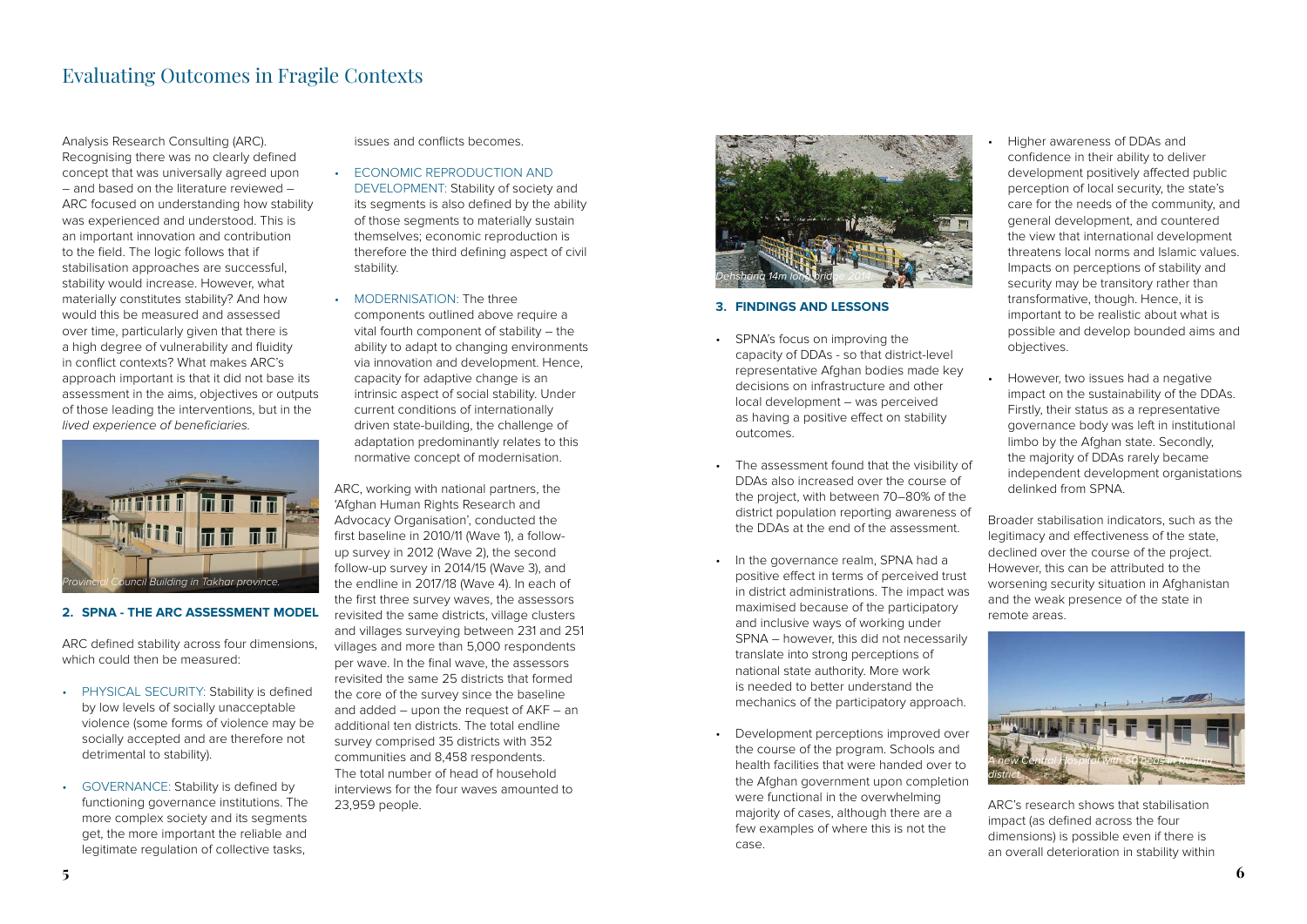Analysis Research Consulting (ARC). Recognising there was no clearly defined concept that was universally agreed upon – and based on the literature reviewed – ARC focused on understanding how stability was experienced and understood. This is an important innovation and contribution to the field. The logic follows that if stabilisation approaches are successful, stability would increase. However, what materially constitutes stability? And how would this be measured and assessed over time, particularly given that there is a high degree of vulnerability and fluidity in conflict contexts? What makes ARC's approach important is that it did not base its assessment in the aims, objectives or outputs of those leading the interventions, but in the *lived experience of beneficiaries.*

*Provincial Council Building in Takhar province.*

## 2. SPNA - THE ARC ASSESSMENT MODEL

ARC defined stability across four dimensions, which could then be measured:

- PHYSICAL SECURITY: Stability is defined by low levels of socially unacceptable violence (some forms of violence may be socially accepted and are therefore not detrimental to stability).
- GOVERNANCE: Stability is defined by functioning governance institutions. The more complex society and its segments get, the more important the reliable and legitimate regulation of collective tasks, issues and conflicts becomes.
- ECONOMIC REPRODUCTION AND DEVELOPMENT: Stability of society and its segments is also defined by the ability of those segments to materially sustain themselves; economic reproduction is therefore the third defining aspect of civil stability.
- MODERNISATION: The three components outlined above require a vital fourth component of stability – the ability to adapt to changing environments via innovation and development. Hence, capacity for adaptive change is an intrinsic aspect of social stability. Under current conditions of internationally driven state-building, the challenge of adaptation predominantly relates to this normative concept of modernisation.

ARC, working with national partners, the 'Afghan Human Rights Research and Advocacy Organisation', conducted the first baseline in 2010/11 (Wave 1), a follow-up survey in 2012 (Wave 2), the second follow-up survey in 2014/15 (Wave 3), and the endline in 2017/18 (Wave 4). In each of the first three survey waves, the assessors revisited the same districts, village clusters and villages surveying between 231 and 251 villages and more than 5,000 respondents per wave. In the final wave, the assessors revisited the same 25 districts that formed the core of the survey since the baseline and added – upon the request of AKF – an additional ten districts. The total endline survey comprised 35 districts with 352 communities and 8,458 respondents. The total number of head of household interviews for the four waves amounted to 23,959 people.

*Dehshang 14m long bridge 2014*

## 3. FINDINGS AND LESSONS

- SPNA's focus on improving the capacity of DDAs - so that district-level representative Afghan bodies made key decisions on infrastructure and other local development – was perceived as having a positive effect on stability outcomes.
- The assessment found that the visibility of DDAs also increased over the course of the project, with between 70–80% of the district population reporting awareness of the DDAs at the end of the assessment.
- In the governance realm, SPNA had a positive effect in terms of perceived trust in district administrations. The impact was maximised because of the participatory and inclusive ways of working under SPNA – however, this did not necessarily translate into strong perceptions of national state authority. More work is needed to better understand the mechanics of the participatory approach.
- Development perceptions improved over the course of the program. Schools and health facilities that were handed over to the Afghan government upon completion were functional in the overwhelming majority of cases, although there are a few examples of where this is not the case.
- Higher awareness of DDAs and confidence in their ability to deliver development positively affected public perception of local security, the state's care for the needs of the community, and general development, and countered the view that international development threatens local norms and Islamic values. Impacts on perceptions of stability and security may be transitory rather than transformative, though. Hence, it is important to be realistic about what is possible and develop bounded aims and objectives.
- However, two issues had a negative impact on the sustainability of the DDAs. Firstly, their status as a representative governance body was left in institutional limbo by the Afghan state. Secondly, the majority of DDAs rarely became independent development organisations delinked from SPNA.

Broader stabilisation indicators, such as the legitimacy and effectiveness of the state, declined over the course of the project. However, this can be attributed to the worsening security situation in Afghanistan and the weak presence of the state in remote areas.

*A new Central Hospital with 50 beds in Nusay district*

ARC's research shows that stabilisation impact (as defined across the four dimensions) is possible even if there is an overall deterioration in stability within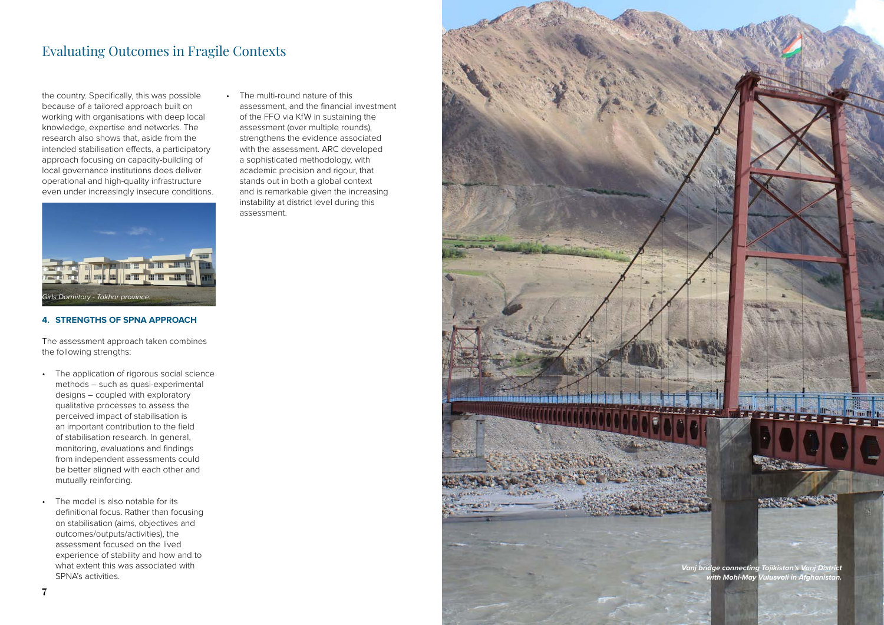the country. Specifically, this was possible because of a tailored approach built on working with organisations with deep local knowledge, expertise and networks. The research also shows that, aside from the intended stabilisation effects, a participatory approach focusing on capacity-building of local governance institutions does deliver operational and high-quality infrastructure even under increasingly insecure conditions.

*Girls Dormitory - Takhar province.*

#### 4. STRENGTHS OF SPNA APPROACH

The assessment approach taken combines the following strengths:

- The application of rigorous social science methods – such as quasi-experimental designs – coupled with exploratory qualitative processes to assess the perceived impact of stabilisation is an important contribution to the field of stabilisation research. In general, monitoring, evaluations and findings from independent assessments could be better aligned with each other and mutually reinforcing.

- The model is also notable for its definitional focus. Rather than focusing on stabilisation (aims, objectives and outcomes/outputs/activities), the assessment focused on the lived experience of stability and how and to what extent this was associated with SPNA's activities.

- The multi-round nature of this assessment, and the financial investment of the FFO via KfW in sustaining the assessment (over multiple rounds), strengthens the evidence associated with the assessment. ARC developed a sophisticated methodology, with academic precision and rigour, that stands out in both a global context and is remarkable given the increasing instability at district level during this assessment.

***Vanj bridge connecting Tajikistan's Vanj District with Mohi-May Vulusvoli in Afghanistan.***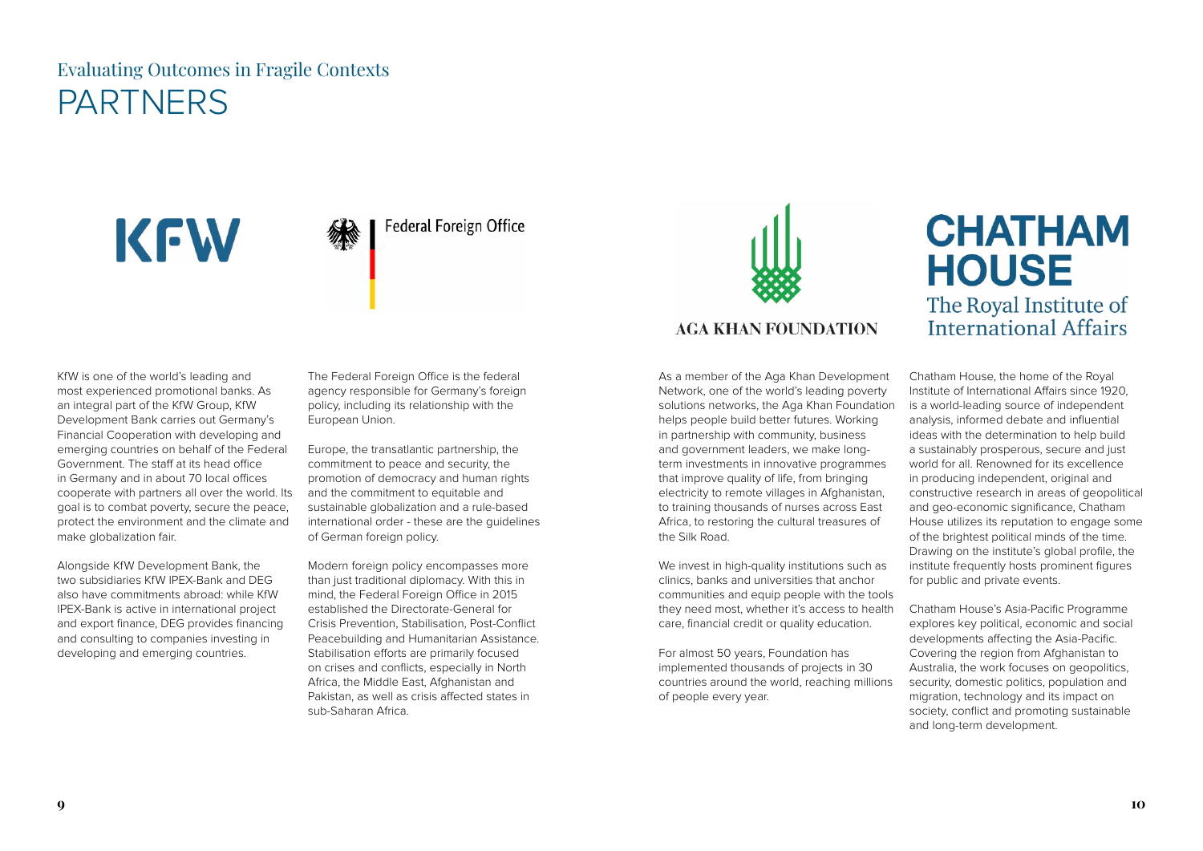Evaluating Outcomes in Fragile Contexts

# PARTNERS

KFW

Federal Foreign Office

AGA KHAN FOUNDATION

CHATHAM HOUSE
The Royal Institute of International Affairs

KfW is one of the world's leading and most experienced promotional banks. As an integral part of the KfW Group, KfW Development Bank carries out Germany's Financial Cooperation with developing and emerging countries on behalf of the Federal Government. The staff at its head office in Germany and in about 70 local offices cooperate with partners all over the world. Its goal is to combat poverty, secure the peace, protect the environment and the climate and make globalization fair.

Alongside KfW Development Bank, the two subsidiaries KfW IPEX-Bank and DEG also have commitments abroad: while KfW IPEX-Bank is active in international project and export finance, DEG provides financing and consulting to companies investing in developing and emerging countries.

The Federal Foreign Office is the federal agency responsible for Germany's foreign policy, including its relationship with the European Union.

Europe, the transatlantic partnership, the commitment to peace and security, the promotion of democracy and human rights and the commitment to equitable and sustainable globalization and a rule-based international order - these are the guidelines of German foreign policy.

Modern foreign policy encompasses more than just traditional diplomacy. With this in mind, the Federal Foreign Office in 2015 established the Directorate-General for Crisis Prevention, Stabilisation, Post-Conflict Peacebuilding and Humanitarian Assistance. Stabilisation efforts are primarily focused on crises and conflicts, especially in North Africa, the Middle East, Afghanistan and Pakistan, as well as crisis affected states in sub-Saharan Africa.

As a member of the Aga Khan Development Network, one of the world's leading poverty solutions networks, the Aga Khan Foundation helps people build better futures. Working in partnership with community, business and government leaders, we make long-term investments in innovative programmes that improve quality of life, from bringing electricity to remote villages in Afghanistan, to training thousands of nurses across East Africa, to restoring the cultural treasures of the Silk Road.

We invest in high-quality institutions such as clinics, banks and universities that anchor communities and equip people with the tools they need most, whether it's access to health care, financial credit or quality education.

For almost 50 years, Foundation has implemented thousands of projects in 30 countries around the world, reaching millions of people every year.

Chatham House, the home of the Royal Institute of International Affairs since 1920, is a world-leading source of independent analysis, informed debate and influential ideas with the determination to help build a sustainably prosperous, secure and just world for all. Renowned for its excellence in producing independent, original and constructive research in areas of geopolitical and geo-economic significance, Chatham House utilizes its reputation to engage some of the brightest political minds of the time. Drawing on the institute's global profile, the institute frequently hosts prominent figures for public and private events.

Chatham House's Asia-Pacific Programme explores key political, economic and social developments affecting the Asia-Pacific. Covering the region from Afghanistan to Australia, the work focuses on geopolitics, security, domestic politics, population and migration, technology and its impact on society, conflict and promoting sustainable and long-term development.